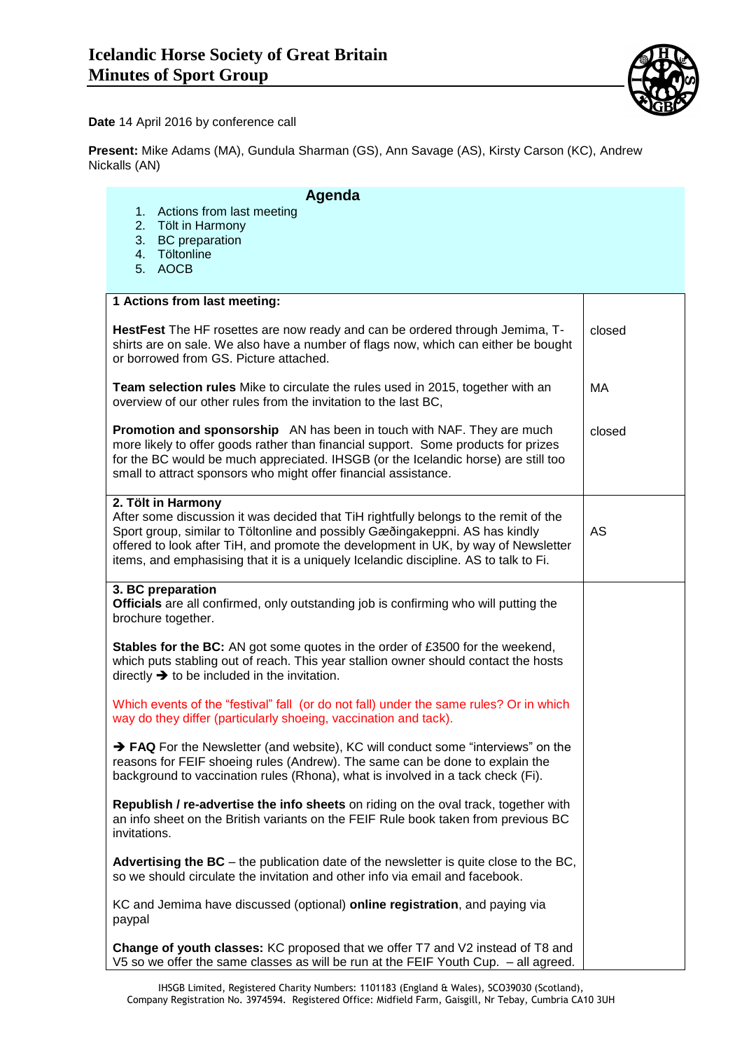# Icelandic Horse Society of Great Britain
# Minutes of Sport Group

**Date** 14 April 2016 by conference call

**Present:** Mike Adams (MA), Gundula Sharman (GS), Ann Savage (AS), Kirsty Carson (KC), Andrew Nickalls (AN)

## Agenda

1. Actions from last meeting
2. Tölt in Harmony
3. BC preparation
4. Töltonline
5. AOCB

| | |
|---|---|
| **1 Actions from last meeting:** | |
| **HestFest** The HF rosettes are now ready and can be ordered through Jemima, T-shirts are on sale. We also have a number of flags now, which can either be bought or borrowed from GS. Picture attached. | closed |
| **Team selection rules** Mike to circulate the rules used in 2015, together with an overview of our other rules from the invitation to the last BC, | MA |
| **Promotion and sponsorship** AN has been in touch with NAF. They are much more likely to offer goods rather than financial support. Some products for prizes for the BC would be much appreciated. IHSGB (or the Icelandic horse) are still too small to attract sponsors who might offer financial assistance. | closed |
| **2. Tölt in Harmony** After some discussion it was decided that TiH rightfully belongs to the remit of the Sport group, similar to Töltonline and possibly Gæðingakeppni. AS has kindly offered to look after TiH, and promote the development in UK, by way of Newsletter items, and emphasising that it is a uniquely Icelandic discipline. AS to talk to Fi. | AS |
| **3. BC preparation** **Officials** are all confirmed, only outstanding job is confirming who will putting the brochure together.<br><br>**Stables for the BC:** AN got some quotes in the order of £3500 for the weekend, which puts stabling out of reach. This year stallion owner should contact the hosts directly ➔ to be included in the invitation.<br><br>Which events of the "festival" fall (or do not fall) under the same rules? Or in which way do they differ (particularly shoeing, vaccination and tack).<br><br>➔ **FAQ** For the Newsletter (and website), KC will conduct some "interviews" on the reasons for FEIF shoeing rules (Andrew). The same can be done to explain the background to vaccination rules (Rhona), what is involved in a tack check (Fi).<br><br>**Republish / re-advertise the info sheets** on riding on the oval track, together with an info sheet on the British variants on the FEIF Rule book taken from previous BC invitations.<br><br>**Advertising the BC** – the publication date of the newsletter is quite close to the BC, so we should circulate the invitation and other info via email and facebook.<br><br>KC and Jemima have discussed (optional) **online registration**, and paying via paypal<br><br>**Change of youth classes:** KC proposed that we offer T7 and V2 instead of T8 and V5 so we offer the same classes as will be run at the FEIF Youth Cup. – all agreed. | |

IHSGB Limited, Registered Charity Numbers: 1101183 (England & Wales), SCO39030 (Scotland), Company Registration No. 3974594. Registered Office: Midfield Farm, Gaisgill, Nr Tebay, Cumbria CA10 3UH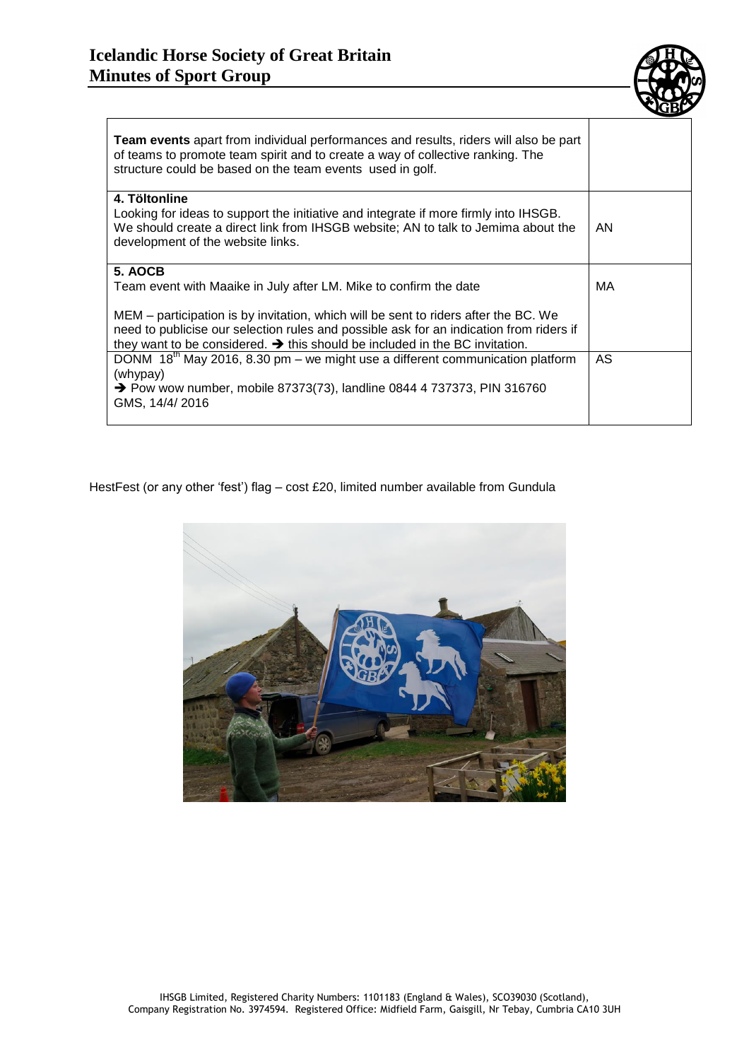| | |
|---|---|
| **Team events** apart from individual performances and results, riders will also be part of teams to promote team spirit and to create a way of collective ranking. The structure could be based on the team events used in golf. | |
| **4. Töltonline**<br>Looking for ideas to support the initiative and integrate if more firmly into IHSGB. We should create a direct link from IHSGB website; AN to talk to Jemima about the development of the website links. | AN |
| **5. AOCB**<br>Team event with Maaike in July after LM. Mike to confirm the date<br><br>MEM – participation is by invitation, which will be sent to riders after the BC. We need to publicise our selection rules and possible ask for an indication from riders if they want to be considered. ➔ this should be included in the BC invitation. | MA |
| DONM 18th May 2016, 8.30 pm – we might use a different communication platform (whypay)<br>➔ Pow wow number, mobile 87373(73), landline 0844 4 737373, PIN 316760<br>GMS, 14/4/ 2016 | AS |

HestFest (or any other 'fest') flag – cost £20, limited number available from Gundula